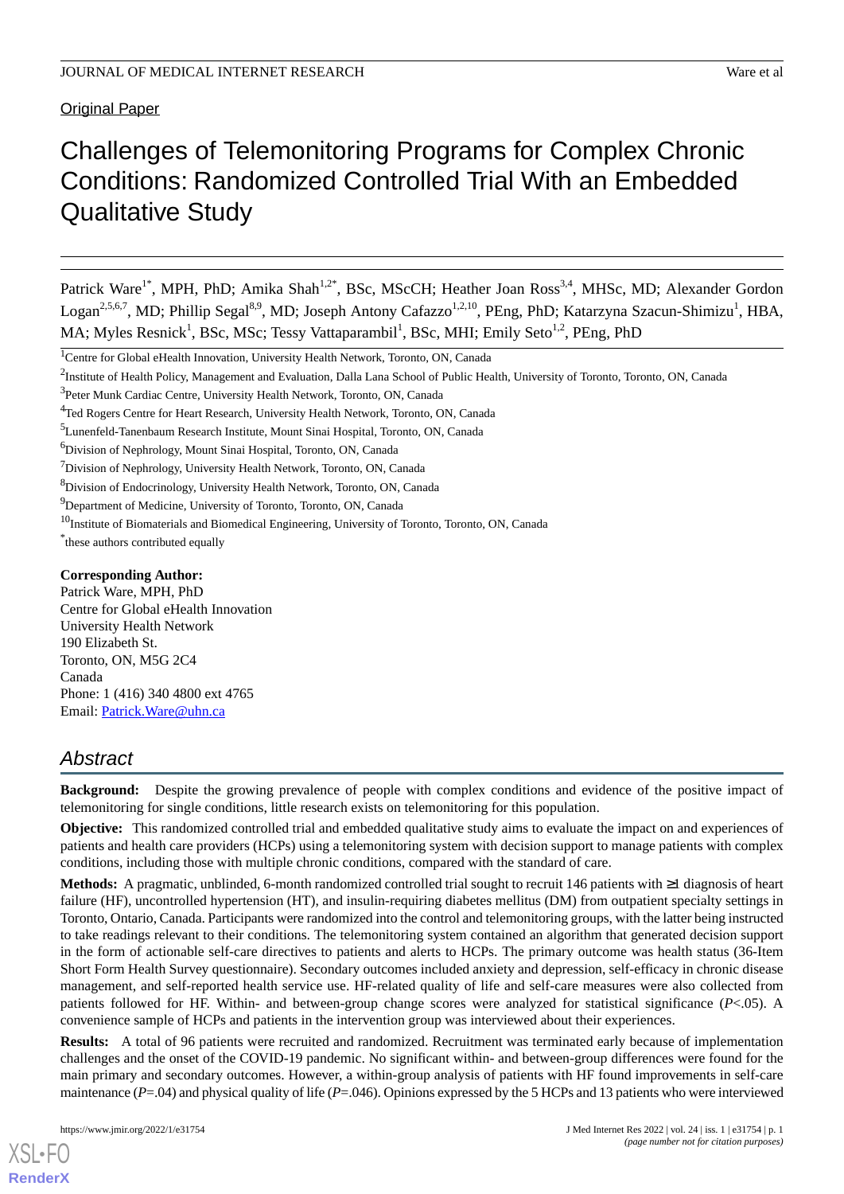Original Paper

# Challenges of Telemonitoring Programs for Complex Chronic Conditions: Randomized Controlled Trial With an Embedded Qualitative Study

Patrick Ware[1*], MPH, PhD; Amika Shah[1,2*], BSc, MScCH; Heather Joan Ross[3,4], MHSc, MD; Alexander Gordon Logan[2,5,6,7], MD; Phillip Segal[8,9], MD; Joseph Antony Cafazzo[1,2,10], PEng, PhD; Katarzyna Szacun-Shimizu[1], HBA, MA; Myles Resnick[1], BSc, MSc; Tessy Vattaparambil[1], BSc, MHI; Emily Seto[1,2], PEng, PhD

[1]Centre for Global eHealth Innovation, University Health Network, Toronto, ON, Canada

[2]Institute of Health Policy, Management and Evaluation, Dalla Lana School of Public Health, University of Toronto, Toronto, ON, Canada

[3]Peter Munk Cardiac Centre, University Health Network, Toronto, ON, Canada

[4]Ted Rogers Centre for Heart Research, University Health Network, Toronto, ON, Canada

[5]Lunenfeld-Tanenbaum Research Institute, Mount Sinai Hospital, Toronto, ON, Canada

[6]Division of Nephrology, Mount Sinai Hospital, Toronto, ON, Canada

[7]Division of Nephrology, University Health Network, Toronto, ON, Canada

[8]Division of Endocrinology, University Health Network, Toronto, ON, Canada

[9]Department of Medicine, University of Toronto, Toronto, ON, Canada

[10]Institute of Biomaterials and Biomedical Engineering, University of Toronto, Toronto, ON, Canada

*these authors contributed equally

**Corresponding Author:**
Patrick Ware, MPH, PhD
Centre for Global eHealth Innovation
University Health Network
190 Elizabeth St.
Toronto, ON, M5G 2C4
Canada
Phone: 1 (416) 340 4800 ext 4765
Email: Patrick.Ware@uhn.ca

## Abstract

**Background:** Despite the growing prevalence of people with complex conditions and evidence of the positive impact of telemonitoring for single conditions, little research exists on telemonitoring for this population.

**Objective:** This randomized controlled trial and embedded qualitative study aims to evaluate the impact on and experiences of patients and health care providers (HCPs) using a telemonitoring system with decision support to manage patients with complex conditions, including those with multiple chronic conditions, compared with the standard of care.

**Methods:** A pragmatic, unblinded, 6-month randomized controlled trial sought to recruit 146 patients with ≥1 diagnosis of heart failure (HF), uncontrolled hypertension (HT), and insulin-requiring diabetes mellitus (DM) from outpatient specialty settings in Toronto, Ontario, Canada. Participants were randomized into the control and telemonitoring groups, with the latter being instructed to take readings relevant to their conditions. The telemonitoring system contained an algorithm that generated decision support in the form of actionable self-care directives to patients and alerts to HCPs. The primary outcome was health status (36-Item Short Form Health Survey questionnaire). Secondary outcomes included anxiety and depression, self-efficacy in chronic disease management, and self-reported health service use. HF-related quality of life and self-care measures were also collected from patients followed for HF. Within- and between-group change scores were analyzed for statistical significance ($P<.05$). A convenience sample of HCPs and patients in the intervention group was interviewed about their experiences.

**Results:** A total of 96 patients were recruited and randomized. Recruitment was terminated early because of implementation challenges and the onset of the COVID-19 pandemic. No significant within- and between-group differences were found for the main primary and secondary outcomes. However, a within-group analysis of patients with HF found improvements in self-care maintenance ($P=.04$) and physical quality of life ($P=.046$). Opinions expressed by the 5 HCPs and 13 patients who were interviewed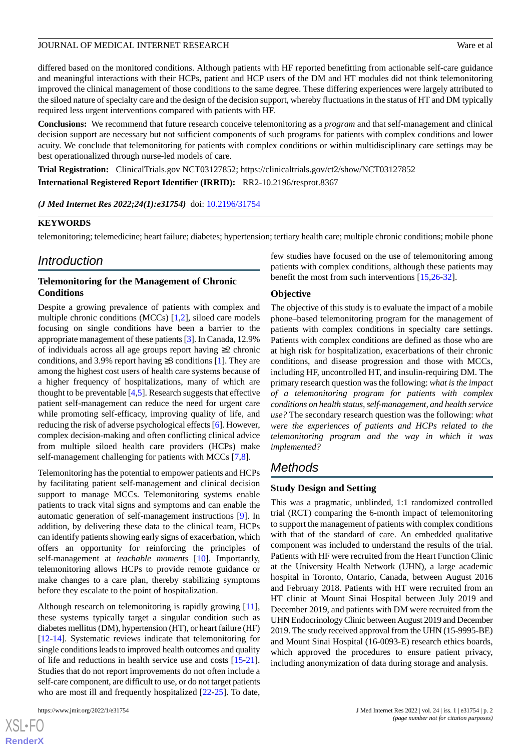differed based on the monitored conditions. Although patients with HF reported benefitting from actionable self-care guidance and meaningful interactions with their HCPs, patient and HCP users of the DM and HT modules did not think telemonitoring improved the clinical management of those conditions to the same degree. These differing experiences were largely attributed to the siloed nature of specialty care and the design of the decision support, whereby fluctuations in the status of HT and DM typically required less urgent interventions compared with patients with HF.

**Conclusions:** We recommend that future research conceive telemonitoring as a *program* and that self-management and clinical decision support are necessary but not sufficient components of such programs for patients with complex conditions and lower acuity. We conclude that telemonitoring for patients with complex conditions or within multidisciplinary care settings may be best operationalized through nurse-led models of care.

**Trial Registration:** ClinicalTrials.gov NCT03127852; https://clinicaltrials.gov/ct2/show/NCT03127852

**International Registered Report Identifier (IRRID):** RR2-10.2196/resprot.8367

***(J Med Internet Res 2022;24(1):e31754)*** doi: 10.2196/31754

## KEYWORDS

telemonitoring; telemedicine; heart failure; diabetes; hypertension; tertiary health care; multiple chronic conditions; mobile phone

# Introduction

## Telemonitoring for the Management of Chronic Conditions

Despite a growing prevalence of patients with complex and multiple chronic conditions (MCCs) [1,2], siloed care models focusing on single conditions have been a barrier to the appropriate management of these patients [3]. In Canada, 12.9% of individuals across all age groups report having ≥2 chronic conditions, and 3.9% report having ≥3 conditions [1]. They are among the highest cost users of health care systems because of a higher frequency of hospitalizations, many of which are thought to be preventable [4,5]. Research suggests that effective patient self-management can reduce the need for urgent care while promoting self-efficacy, improving quality of life, and reducing the risk of adverse psychological effects [6]. However, complex decision-making and often conflicting clinical advice from multiple siloed health care providers (HCPs) make self-management challenging for patients with MCCs [7,8].

Telemonitoring has the potential to empower patients and HCPs by facilitating patient self-management and clinical decision support to manage MCCs. Telemonitoring systems enable patients to track vital signs and symptoms and can enable the automatic generation of self-management instructions [9]. In addition, by delivering these data to the clinical team, HCPs can identify patients showing early signs of exacerbation, which offers an opportunity for reinforcing the principles of self-management at *teachable moments* [10]. Importantly, telemonitoring allows HCPs to provide remote guidance or make changes to a care plan, thereby stabilizing symptoms before they escalate to the point of hospitalization.

Although research on telemonitoring is rapidly growing [11], these systems typically target a singular condition such as diabetes mellitus (DM), hypertension (HT), or heart failure (HF) [12-14]. Systematic reviews indicate that telemonitoring for single conditions leads to improved health outcomes and quality of life and reductions in health service use and costs [15-21]. Studies that do not report improvements do not often include a self-care component, are difficult to use, or do not target patients who are most ill and frequently hospitalized [22-25]. To date, few studies have focused on the use of telemonitoring among patients with complex conditions, although these patients may benefit the most from such interventions [15,26-32].

## Objective

The objective of this study is to evaluate the impact of a mobile phone–based telemonitoring program for the management of patients with complex conditions in specialty care settings. Patients with complex conditions are defined as those who are at high risk for hospitalization, exacerbations of their chronic conditions, and disease progression and those with MCCs, including HF, uncontrolled HT, and insulin-requiring DM. The primary research question was the following: *what is the impact of a telemonitoring program for patients with complex conditions on health status, self-management, and health service use?* The secondary research question was the following: *what were the experiences of patients and HCPs related to the telemonitoring program and the way in which it was implemented?*

# Methods

## Study Design and Setting

This was a pragmatic, unblinded, 1:1 randomized controlled trial (RCT) comparing the 6-month impact of telemonitoring to support the management of patients with complex conditions with that of the standard of care. An embedded qualitative component was included to understand the results of the trial. Patients with HF were recruited from the Heart Function Clinic at the University Health Network (UHN), a large academic hospital in Toronto, Ontario, Canada, between August 2016 and February 2018. Patients with HT were recruited from an HT clinic at Mount Sinai Hospital between July 2019 and December 2019, and patients with DM were recruited from the UHN Endocrinology Clinic between August 2019 and December 2019. The study received approval from the UHN (15-9995-BE) and Mount Sinai Hospital (16-0093-E) research ethics boards, which approved the procedures to ensure patient privacy, including anonymization of data during storage and analysis.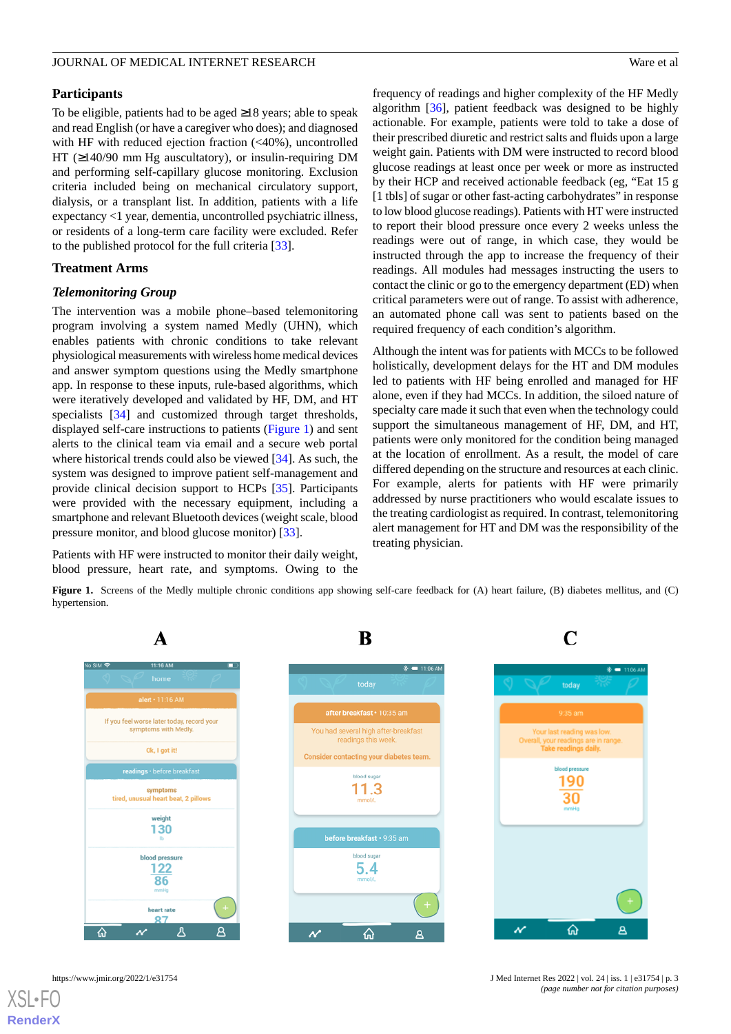## Participants

To be eligible, patients had to be aged ≥18 years; able to speak and read English (or have a caregiver who does); and diagnosed with HF with reduced ejection fraction (<40%), uncontrolled HT (≥140/90 mm Hg auscultatory), or insulin-requiring DM and performing self-capillary glucose monitoring. Exclusion criteria included being on mechanical circulatory support, dialysis, or a transplant list. In addition, patients with a life expectancy <1 year, dementia, uncontrolled psychiatric illness, or residents of a long-term care facility were excluded. Refer to the published protocol for the full criteria [33].

## Treatment Arms

### *Telemonitoring Group*

The intervention was a mobile phone–based telemonitoring program involving a system named Medly (UHN), which enables patients with chronic conditions to take relevant physiological measurements with wireless home medical devices and answer symptom questions using the Medly smartphone app. In response to these inputs, rule-based algorithms, which were iteratively developed and validated by HF, DM, and HT specialists [34] and customized through target thresholds, displayed self-care instructions to patients (Figure 1) and sent alerts to the clinical team via email and a secure web portal where historical trends could also be viewed [34]. As such, the system was designed to improve patient self-management and provide clinical decision support to HCPs [35]. Participants were provided with the necessary equipment, including a smartphone and relevant Bluetooth devices (weight scale, blood pressure monitor, and blood glucose monitor) [33].

Patients with HF were instructed to monitor their daily weight, blood pressure, heart rate, and symptoms. Owing to the frequency of readings and higher complexity of the HF Medly algorithm [36], patient feedback was designed to be highly actionable. For example, patients were told to take a dose of their prescribed diuretic and restrict salts and fluids upon a large weight gain. Patients with DM were instructed to record blood glucose readings at least once per week or more as instructed by their HCP and received actionable feedback (eg, "Eat 15 g [1 tbls] of sugar or other fast-acting carbohydrates" in response to low blood glucose readings). Patients with HT were instructed to report their blood pressure once every 2 weeks unless the readings were out of range, in which case, they would be instructed through the app to increase the frequency of their readings. All modules had messages instructing the users to contact the clinic or go to the emergency department (ED) when critical parameters were out of range. To assist with adherence, an automated phone call was sent to patients based on the required frequency of each condition's algorithm.

Although the intent was for patients with MCCs to be followed holistically, development delays for the HT and DM modules led to patients with HF being enrolled and managed for HF alone, even if they had MCCs. In addition, the siloed nature of specialty care made it such that even when the technology could support the simultaneous management of HF, DM, and HT, patients were only monitored for the condition being managed at the location of enrollment. As a result, the model of care differed depending on the structure and resources at each clinic. For example, alerts for patients with HF were primarily addressed by nurse practitioners who would escalate issues to the treating cardiologist as required. In contrast, telemonitoring alert management for HT and DM was the responsibility of the treating physician.

**Figure 1.** Screens of the Medly multiple chronic conditions app showing self-care feedback for (A) heart failure, (B) diabetes mellitus, and (C) hypertension.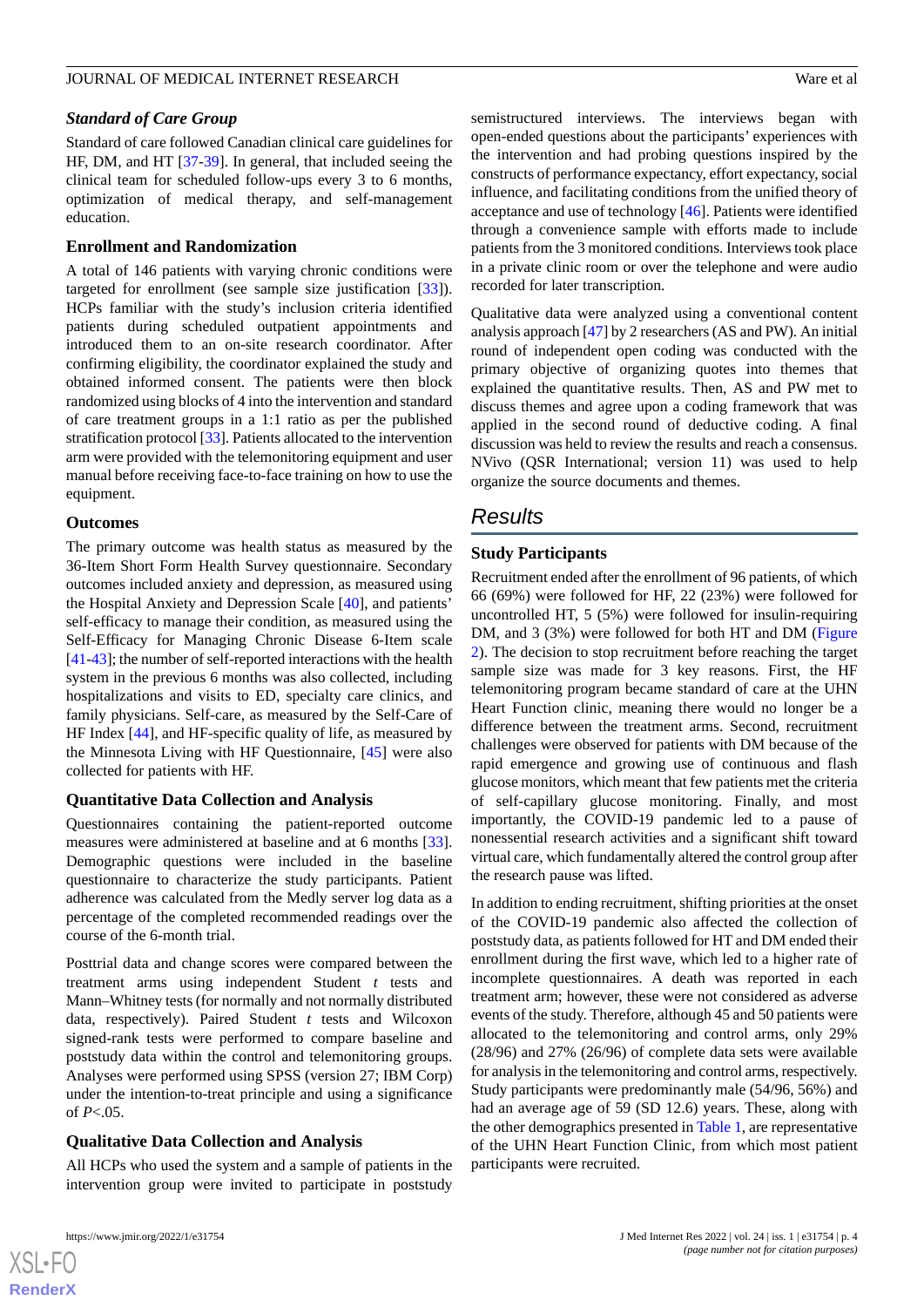### Standard of Care Group

Standard of care followed Canadian clinical care guidelines for HF, DM, and HT [37-39]. In general, that included seeing the clinical team for scheduled follow-ups every 3 to 6 months, optimization of medical therapy, and self-management education.

### Enrollment and Randomization

A total of 146 patients with varying chronic conditions were targeted for enrollment (see sample size justification [33]). HCPs familiar with the study's inclusion criteria identified patients during scheduled outpatient appointments and introduced them to an on-site research coordinator. After confirming eligibility, the coordinator explained the study and obtained informed consent. The patients were then block randomized using blocks of 4 into the intervention and standard of care treatment groups in a 1:1 ratio as per the published stratification protocol [33]. Patients allocated to the intervention arm were provided with the telemonitoring equipment and user manual before receiving face-to-face training on how to use the equipment.

### Outcomes

The primary outcome was health status as measured by the 36-Item Short Form Health Survey questionnaire. Secondary outcomes included anxiety and depression, as measured using the Hospital Anxiety and Depression Scale [40], and patients' self-efficacy to manage their condition, as measured using the Self-Efficacy for Managing Chronic Disease 6-Item scale [41-43]; the number of self-reported interactions with the health system in the previous 6 months was also collected, including hospitalizations and visits to ED, specialty care clinics, and family physicians. Self-care, as measured by the Self-Care of HF Index [44], and HF-specific quality of life, as measured by the Minnesota Living with HF Questionnaire, [45] were also collected for patients with HF.

### Quantitative Data Collection and Analysis

Questionnaires containing the patient-reported outcome measures were administered at baseline and at 6 months [33]. Demographic questions were included in the baseline questionnaire to characterize the study participants. Patient adherence was calculated from the Medly server log data as a percentage of the completed recommended readings over the course of the 6-month trial.

Posttrial data and change scores were compared between the treatment arms using independent Student *t* tests and Mann–Whitney tests (for normally and not normally distributed data, respectively). Paired Student *t* tests and Wilcoxon signed-rank tests were performed to compare baseline and poststudy data within the control and telemonitoring groups. Analyses were performed using SPSS (version 27; IBM Corp) under the intention-to-treat principle and using a significance of $P<.05$.

### Qualitative Data Collection and Analysis

All HCPs who used the system and a sample of patients in the intervention group were invited to participate in poststudy semistructured interviews. The interviews began with open-ended questions about the participants' experiences with the intervention and had probing questions inspired by the constructs of performance expectancy, effort expectancy, social influence, and facilitating conditions from the unified theory of acceptance and use of technology [46]. Patients were identified through a convenience sample with efforts made to include patients from the 3 monitored conditions. Interviews took place in a private clinic room or over the telephone and were audio recorded for later transcription.

Qualitative data were analyzed using a conventional content analysis approach [47] by 2 researchers (AS and PW). An initial round of independent open coding was conducted with the primary objective of organizing quotes into themes that explained the quantitative results. Then, AS and PW met to discuss themes and agree upon a coding framework that was applied in the second round of deductive coding. A final discussion was held to review the results and reach a consensus. NVivo (QSR International; version 11) was used to help organize the source documents and themes.

## Results

### Study Participants

Recruitment ended after the enrollment of 96 patients, of which 66 (69%) were followed for HF, 22 (23%) were followed for uncontrolled HT, 5 (5%) were followed for insulin-requiring DM, and 3 (3%) were followed for both HT and DM (Figure 2). The decision to stop recruitment before reaching the target sample size was made for 3 key reasons. First, the HF telemonitoring program became standard of care at the UHN Heart Function clinic, meaning there would no longer be a difference between the treatment arms. Second, recruitment challenges were observed for patients with DM because of the rapid emergence and growing use of continuous and flash glucose monitors, which meant that few patients met the criteria of self-capillary glucose monitoring. Finally, and most importantly, the COVID-19 pandemic led to a pause of nonessential research activities and a significant shift toward virtual care, which fundamentally altered the control group after the research pause was lifted.

In addition to ending recruitment, shifting priorities at the onset of the COVID-19 pandemic also affected the collection of poststudy data, as patients followed for HT and DM ended their enrollment during the first wave, which led to a higher rate of incomplete questionnaires. A death was reported in each treatment arm; however, these were not considered as adverse events of the study. Therefore, although 45 and 50 patients were allocated to the telemonitoring and control arms, only 29% (28/96) and 27% (26/96) of complete data sets were available for analysis in the telemonitoring and control arms, respectively. Study participants were predominantly male (54/96, 56%) and had an average age of 59 (SD 12.6) years. These, along with the other demographics presented in Table 1, are representative of the UHN Heart Function Clinic, from which most patient participants were recruited.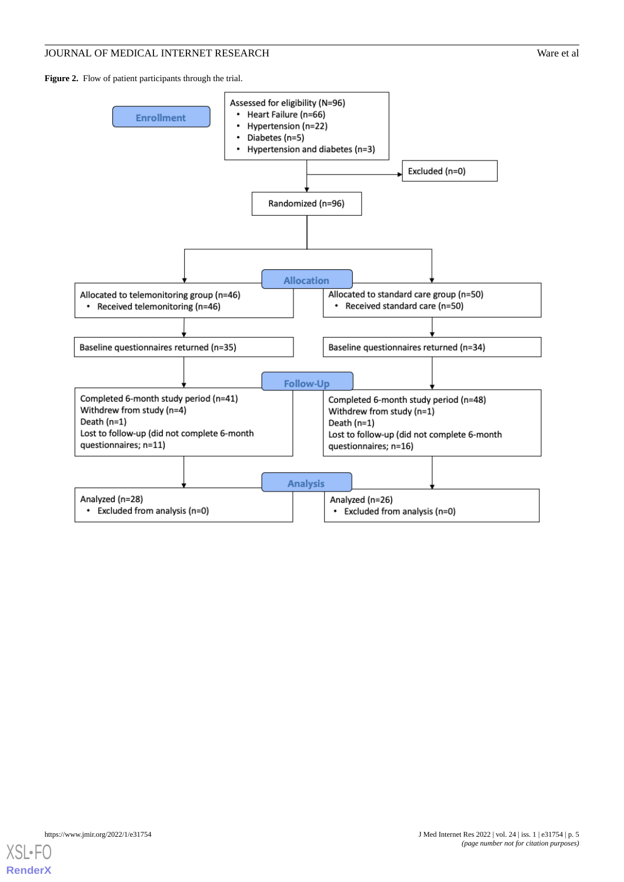**Figure 2.** Flow of patient participants through the trial.

**Enrollment**

Assessed for eligibility (N=96)
- Heart Failure (n=66)
- Hypertension (n=22)
- Diabetes (n=5)
- Hypertension and diabetes (n=3)

Excluded (n=0)

Randomized (n=96)

**Allocation**

Allocated to telemonitoring group (n=46)
- Received telemonitoring (n=46)

Allocated to standard care group (n=50)
- Received standard care (n=50)

Baseline questionnaires returned (n=35)

Baseline questionnaires returned (n=34)

**Follow-Up**

Completed 6-month study period (n=41)
Withdrew from study (n=4)
Death (n=1)
Lost to follow-up (did not complete 6-month questionnaires; n=11)

Completed 6-month study period (n=48)
Withdrew from study (n=1)
Death (n=1)
Lost to follow-up (did not complete 6-month questionnaires; n=16)

**Analysis**

Analyzed (n=28)
- Excluded from analysis (n=0)

Analyzed (n=26)
- Excluded from analysis (n=0)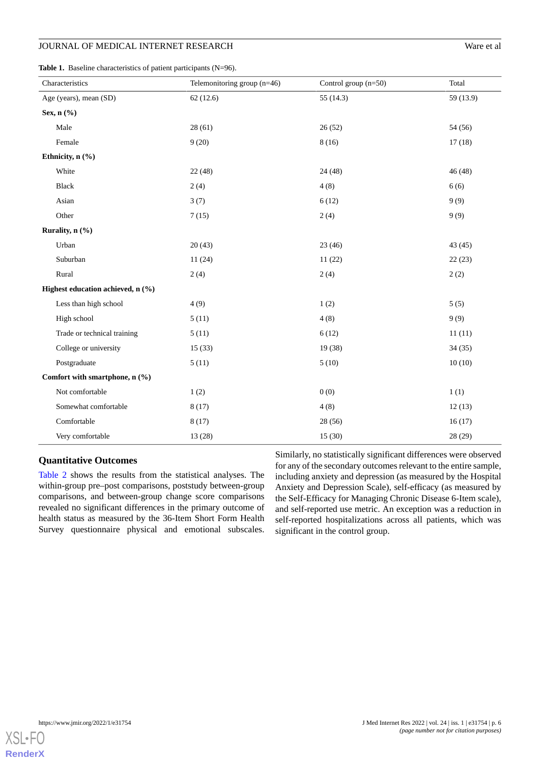**Table 1.** Baseline characteristics of patient participants (N=96).

| Characteristics | Telemonitoring group (n=46) | Control group (n=50) | Total |
|---|---|---|---|
| Age (years), mean (SD) | 62 (12.6) | 55 (14.3) | 59 (13.9) |
| **Sex, n (%)** | | | |
| Male | 28 (61) | 26 (52) | 54 (56) |
| Female | 9 (20) | 8 (16) | 17 (18) |
| **Ethnicity, n (%)** | | | |
| White | 22 (48) | 24 (48) | 46 (48) |
| Black | 2 (4) | 4 (8) | 6 (6) |
| Asian | 3 (7) | 6 (12) | 9 (9) |
| Other | 7 (15) | 2 (4) | 9 (9) |
| **Rurality, n (%)** | | | |
| Urban | 20 (43) | 23 (46) | 43 (45) |
| Suburban | 11 (24) | 11 (22) | 22 (23) |
| Rural | 2 (4) | 2 (4) | 2 (2) |
| **Highest education achieved, n (%)** | | | |
| Less than high school | 4 (9) | 1 (2) | 5 (5) |
| High school | 5 (11) | 4 (8) | 9 (9) |
| Trade or technical training | 5 (11) | 6 (12) | 11 (11) |
| College or university | 15 (33) | 19 (38) | 34 (35) |
| Postgraduate | 5 (11) | 5 (10) | 10 (10) |
| **Comfort with smartphone, n (%)** | | | |
| Not comfortable | 1 (2) | 0 (0) | 1 (1) |
| Somewhat comfortable | 8 (17) | 4 (8) | 12 (13) |
| Comfortable | 8 (17) | 28 (56) | 16 (17) |
| Very comfortable | 13 (28) | 15 (30) | 28 (29) |

## Quantitative Outcomes

Table 2 shows the results from the statistical analyses. The within-group pre–post comparisons, poststudy between-group comparisons, and between-group change score comparisons revealed no significant differences in the primary outcome of health status as measured by the 36-Item Short Form Health Survey questionnaire physical and emotional subscales. Similarly, no statistically significant differences were observed for any of the secondary outcomes relevant to the entire sample, including anxiety and depression (as measured by the Hospital Anxiety and Depression Scale), self-efficacy (as measured by the Self-Efficacy for Managing Chronic Disease 6-Item scale), and self-reported use metric. An exception was a reduction in self-reported hospitalizations across all patients, which was significant in the control group.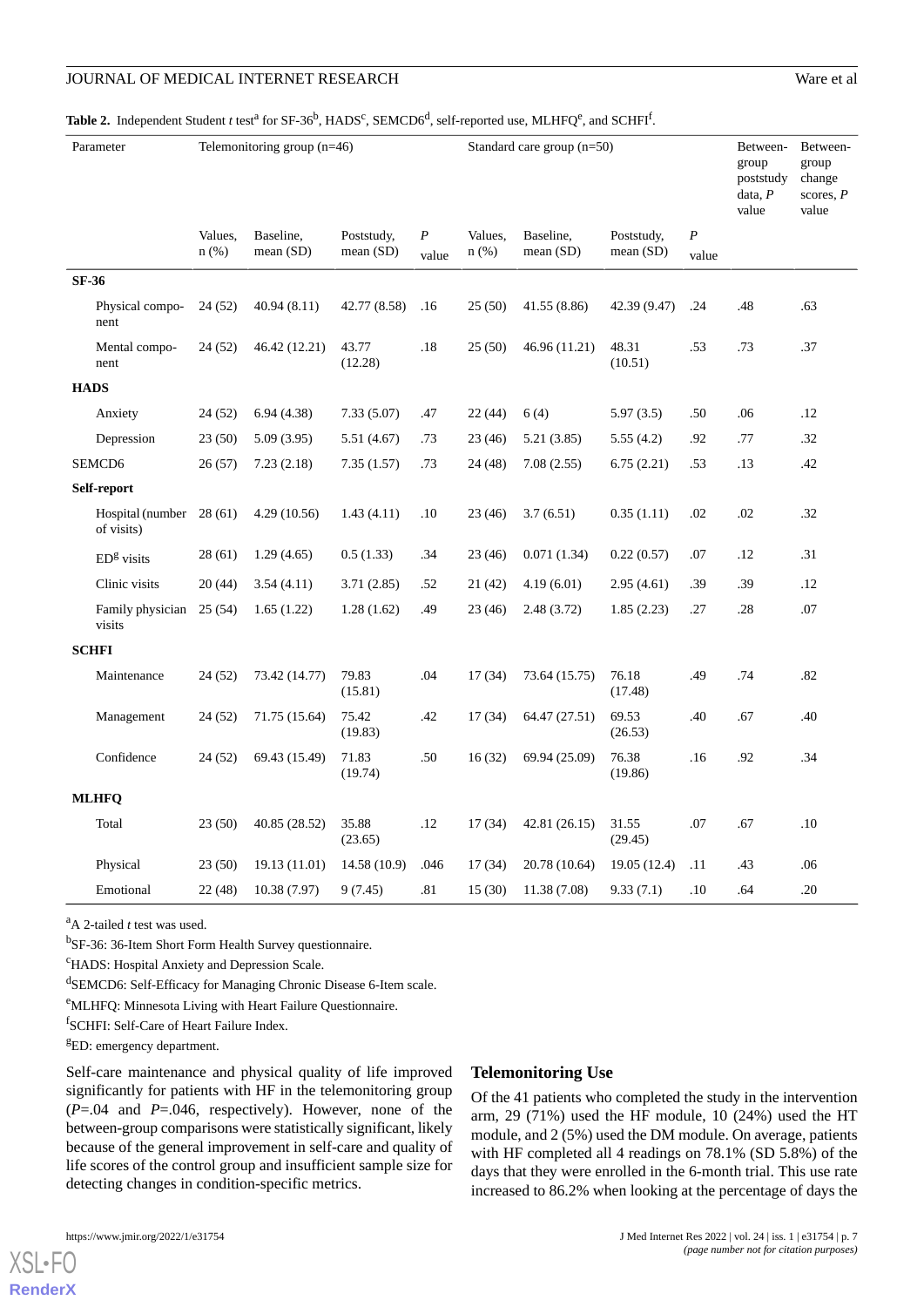**Table 2.** Independent Student *t* test[a] for SF-36[b], HADS[c], SEMCD6[d], self-reported use, MLHFQ[e], and SCHFI[f].

| Parameter | Telemonitoring group (n=46) | | | | Standard care group (n=50) | | | | Between-group poststudy data, *P* value | Between-group change scores, *P* value |
|---|---|---|---|---|---|---|---|---|---|---|
| | Values, n (%) | Baseline, mean (SD) | Poststudy, mean (SD) | *P* value | Values, n (%) | Baseline, mean (SD) | Poststudy, mean (SD) | *P* value | | |
| **SF-36** | | | | | | | | | | |
| Physical component | 24 (52) | 40.94 (8.11) | 42.77 (8.58) | .16 | 25 (50) | 41.55 (8.86) | 42.39 (9.47) | .24 | .48 | .63 |
| Mental component | 24 (52) | 46.42 (12.21) | 43.77 (12.28) | .18 | 25 (50) | 46.96 (11.21) | 48.31 (10.51) | .53 | .73 | .37 |
| **HADS** | | | | | | | | | | |
| Anxiety | 24 (52) | 6.94 (4.38) | 7.33 (5.07) | .47 | 22 (44) | 6 (4) | 5.97 (3.5) | .50 | .06 | .12 |
| Depression | 23 (50) | 5.09 (3.95) | 5.51 (4.67) | .73 | 23 (46) | 5.21 (3.85) | 5.55 (4.2) | .92 | .77 | .32 |
| SEMCD6 | 26 (57) | 7.23 (2.18) | 7.35 (1.57) | .73 | 24 (48) | 7.08 (2.55) | 6.75 (2.21) | .53 | .13 | .42 |
| **Self-report** | | | | | | | | | | |
| Hospital (number of visits) | 28 (61) | 4.29 (10.56) | 1.43 (4.11) | .10 | 23 (46) | 3.7 (6.51) | 0.35 (1.11) | .02 | .02 | .32 |
| ED[g] visits | 28 (61) | 1.29 (4.65) | 0.5 (1.33) | .34 | 23 (46) | 0.071 (1.34) | 0.22 (0.57) | .07 | .12 | .31 |
| Clinic visits | 20 (44) | 3.54 (4.11) | 3.71 (2.85) | .52 | 21 (42) | 4.19 (6.01) | 2.95 (4.61) | .39 | .39 | .12 |
| Family physician visits | 25 (54) | 1.65 (1.22) | 1.28 (1.62) | .49 | 23 (46) | 2.48 (3.72) | 1.85 (2.23) | .27 | .28 | .07 |
| **SCHFI** | | | | | | | | | | |
| Maintenance | 24 (52) | 73.42 (14.77) | 79.83 (15.81) | .04 | 17 (34) | 73.64 (15.75) | 76.18 (17.48) | .49 | .74 | .82 |
| Management | 24 (52) | 71.75 (15.64) | 75.42 (19.83) | .42 | 17 (34) | 64.47 (27.51) | 69.53 (26.53) | .40 | .67 | .40 |
| Confidence | 24 (52) | 69.43 (15.49) | 71.83 (19.74) | .50 | 16 (32) | 69.94 (25.09) | 76.38 (19.86) | .16 | .92 | .34 |
| **MLHFQ** | | | | | | | | | | |
| Total | 23 (50) | 40.85 (28.52) | 35.88 (23.65) | .12 | 17 (34) | 42.81 (26.15) | 31.55 (29.45) | .07 | .67 | .10 |
| Physical | 23 (50) | 19.13 (11.01) | 14.58 (10.9) | .046 | 17 (34) | 20.78 (10.64) | 19.05 (12.4) | .11 | .43 | .06 |
| Emotional | 22 (48) | 10.38 (7.97) | 9 (7.45) | .81 | 15 (30) | 11.38 (7.08) | 9.33 (7.1) | .10 | .64 | .20 |

[a]A 2-tailed *t* test was used.

[b]SF-36: 36-Item Short Form Health Survey questionnaire.

[c]HADS: Hospital Anxiety and Depression Scale.

[d]SEMCD6: Self-Efficacy for Managing Chronic Disease 6-Item scale.

[e]MLHFQ: Minnesota Living with Heart Failure Questionnaire.

[f]SCHFI: Self-Care of Heart Failure Index.

[g]ED: emergency department.

Self-care maintenance and physical quality of life improved significantly for patients with HF in the telemonitoring group (*P*=.04 and *P*=.046, respectively). However, none of the between-group comparisons were statistically significant, likely because of the general improvement in self-care and quality of life scores of the control group and insufficient sample size for detecting changes in condition-specific metrics.

### Telemonitoring Use

Of the 41 patients who completed the study in the intervention arm, 29 (71%) used the HF module, 10 (24%) used the HT module, and 2 (5%) used the DM module. On average, patients with HF completed all 4 readings on 78.1% (SD 5.8%) of the days that they were enrolled in the 6-month trial. This use rate increased to 86.2% when looking at the percentage of days the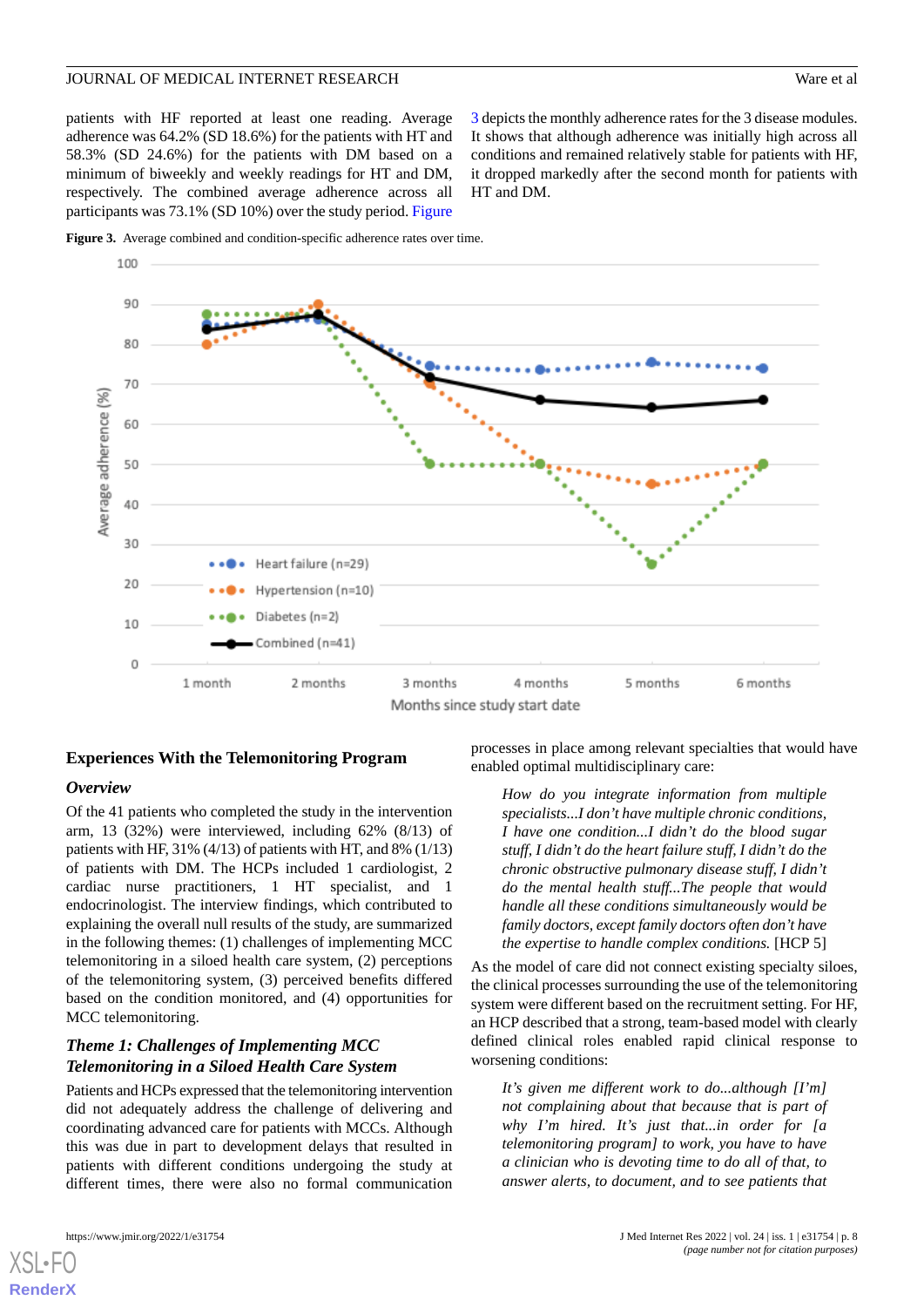patients with HF reported at least one reading. Average adherence was 64.2% (SD 18.6%) for the patients with HT and 58.3% (SD 24.6%) for the patients with DM based on a minimum of biweekly and weekly readings for HT and DM, respectively. The combined average adherence across all participants was 73.1% (SD 10%) over the study period. Figure 3 depicts the monthly adherence rates for the 3 disease modules. It shows that although adherence was initially high across all conditions and remained relatively stable for patients with HF, it dropped markedly after the second month for patients with HT and DM.

**Figure 3.** Average combined and condition-specific adherence rates over time.

## Experiences With the Telemonitoring Program

### Overview

Of the 41 patients who completed the study in the intervention arm, 13 (32%) were interviewed, including 62% (8/13) of patients with HF, 31% (4/13) of patients with HT, and 8% (1/13) of patients with DM. The HCPs included 1 cardiologist, 2 cardiac nurse practitioners, 1 HT specialist, and 1 endocrinologist. The interview findings, which contributed to explaining the overall null results of the study, are summarized in the following themes: (1) challenges of implementing MCC telemonitoring in a siloed health care system, (2) perceptions of the telemonitoring system, (3) perceived benefits differed based on the condition monitored, and (4) opportunities for MCC telemonitoring.

### Theme 1: Challenges of Implementing MCC Telemonitoring in a Siloed Health Care System

Patients and HCPs expressed that the telemonitoring intervention did not adequately address the challenge of delivering and coordinating advanced care for patients with MCCs. Although this was due in part to development delays that resulted in patients with different conditions undergoing the study at different times, there were also no formal communication processes in place among relevant specialties that would have enabled optimal multidisciplinary care:

> *How do you integrate information from multiple specialists...I don't have multiple chronic conditions, I have one condition...I didn't do the blood sugar stuff, I didn't do the heart failure stuff, I didn't do the chronic obstructive pulmonary disease stuff, I didn't do the mental health stuff...The people that would handle all these conditions simultaneously would be family doctors, except family doctors often don't have the expertise to handle complex conditions.* [HCP 5]

As the model of care did not connect existing specialty siloes, the clinical processes surrounding the use of the telemonitoring system were different based on the recruitment setting. For HF, an HCP described that a strong, team-based model with clearly defined clinical roles enabled rapid clinical response to worsening conditions:

> *It's given me different work to do...although [I'm] not complaining about that because that is part of why I'm hired. It's just that...in order for [a telemonitoring program] to work, you have to have a clinician who is devoting time to do all of that, to answer alerts, to document, and to see patients that*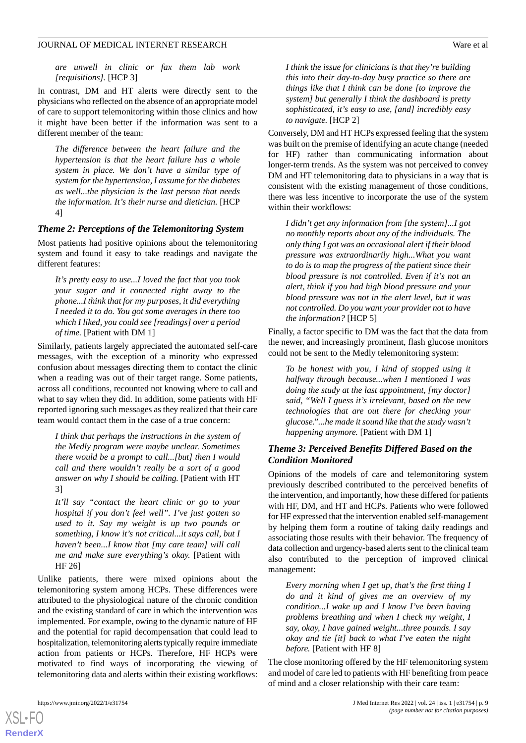*are unwell in clinic or fax them lab work [requisitions].* [HCP 3]

In contrast, DM and HT alerts were directly sent to the physicians who reflected on the absence of an appropriate model of care to support telemonitoring within those clinics and how it might have been better if the information was sent to a different member of the team:

> *The difference between the heart failure and the hypertension is that the heart failure has a whole system in place. We don't have a similar type of system for the hypertension, I assume for the diabetes as well...the physician is the last person that needs the information. It's their nurse and dietician.* [HCP 4]

### Theme 2: Perceptions of the Telemonitoring System

Most patients had positive opinions about the telemonitoring system and found it easy to take readings and navigate the different features:

> *It's pretty easy to use...I loved the fact that you took your sugar and it connected right away to the phone...I think that for my purposes, it did everything I needed it to do. You got some averages in there too which I liked, you could see [readings] over a period of time.* [Patient with DM 1]

Similarly, patients largely appreciated the automated self-care messages, with the exception of a minority who expressed confusion about messages directing them to contact the clinic when a reading was out of their target range. Some patients, across all conditions, recounted not knowing where to call and what to say when they did. In addition, some patients with HF reported ignoring such messages as they realized that their care team would contact them in the case of a true concern:

> *I think that perhaps the instructions in the system of the Medly program were maybe unclear. Sometimes there would be a prompt to call...[but] then I would call and there wouldn't really be a sort of a good answer on why I should be calling.* [Patient with HT 3]

> *It'll say "contact the heart clinic or go to your hospital if you don't feel well". I've just gotten so used to it. Say my weight is up two pounds or something, I know it's not critical...it says call, but I haven't been...I know that [my care team] will call me and make sure everything's okay.* [Patient with HF 26]

Unlike patients, there were mixed opinions about the telemonitoring system among HCPs. These differences were attributed to the physiological nature of the chronic condition and the existing standard of care in which the intervention was implemented. For example, owing to the dynamic nature of HF and the potential for rapid decompensation that could lead to hospitalization, telemonitoring alerts typically require immediate action from patients or HCPs. Therefore, HF HCPs were motivated to find ways of incorporating the viewing of telemonitoring data and alerts within their existing workflows:

> *I think the issue for clinicians is that they're building this into their day-to-day busy practice so there are things like that I think can be done [to improve the system] but generally I think the dashboard is pretty sophisticated, it's easy to use, [and] incredibly easy to navigate.* [HCP 2]

Conversely, DM and HT HCPs expressed feeling that the system was built on the premise of identifying an acute change (needed for HF) rather than communicating information about longer-term trends. As the system was not perceived to convey DM and HT telemonitoring data to physicians in a way that is consistent with the existing management of those conditions, there was less incentive to incorporate the use of the system within their workflows:

> *I didn't get any information from [the system]...I got no monthly reports about any of the individuals. The only thing I got was an occasional alert if their blood pressure was extraordinarily high...What you want to do is to map the progress of the patient since their blood pressure is not controlled. Even if it's not an alert, think if you had high blood pressure and your blood pressure was not in the alert level, but it was not controlled. Do you want your provider not to have the information?* [HCP 5]

Finally, a factor specific to DM was the fact that the data from the newer, and increasingly prominent, flash glucose monitors could not be sent to the Medly telemonitoring system:

> *To be honest with you, I kind of stopped using it halfway through because...when I mentioned I was doing the study at the last appointment, [my doctor] said, "Well I guess it's irrelevant, based on the new technologies that are out there for checking your glucose."...he made it sound like that the study wasn't happening anymore.* [Patient with DM 1]

### Theme 3: Perceived Benefits Differed Based on the Condition Monitored

Opinions of the models of care and telemonitoring system previously described contributed to the perceived benefits of the intervention, and importantly, how these differed for patients with HF, DM, and HT and HCPs. Patients who were followed for HF expressed that the intervention enabled self-management by helping them form a routine of taking daily readings and associating those results with their behavior. The frequency of data collection and urgency-based alerts sent to the clinical team also contributed to the perception of improved clinical management:

> *Every morning when I get up, that's the first thing I do and it kind of gives me an overview of my condition...I wake up and I know I've been having problems breathing and when I check my weight, I say, okay, I have gained weight...three pounds. I say okay and tie [it] back to what I've eaten the night before.* [Patient with HF 8]

The close monitoring offered by the HF telemonitoring system and model of care led to patients with HF benefiting from peace of mind and a closer relationship with their care team: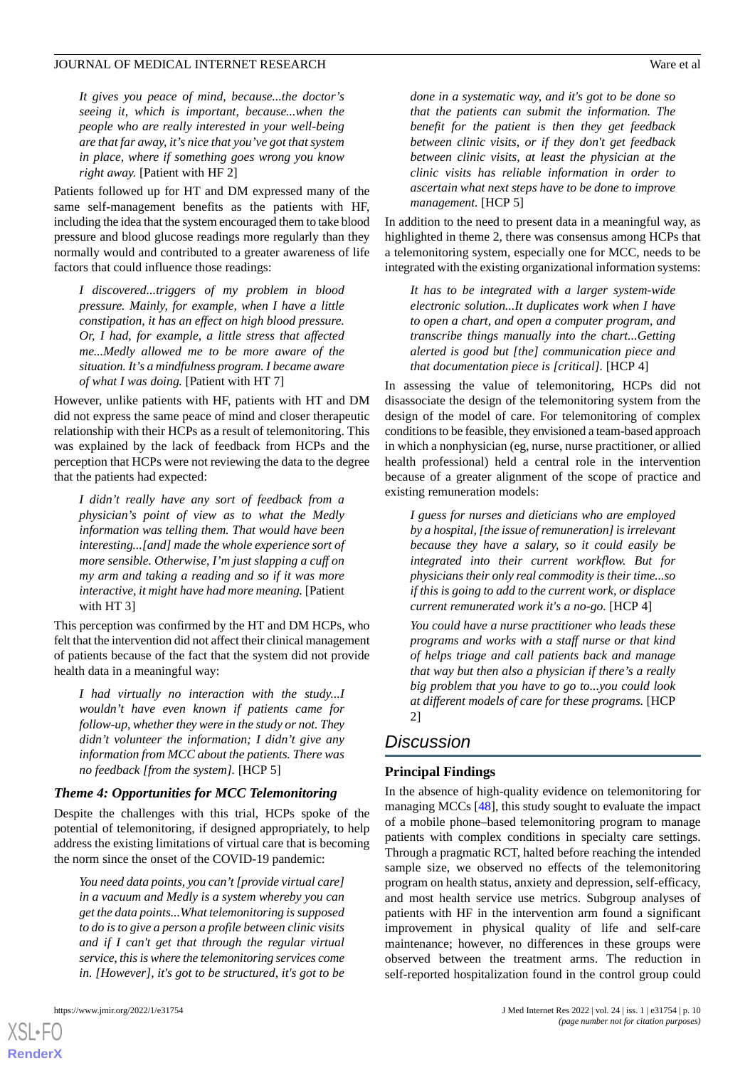*It gives you peace of mind, because...the doctor's seeing it, which is important, because...when the people who are really interested in your well-being are that far away, it's nice that you've got that system in place, where if something goes wrong you know right away.* [Patient with HF 2]

Patients followed up for HT and DM expressed many of the same self-management benefits as the patients with HF, including the idea that the system encouraged them to take blood pressure and blood glucose readings more regularly than they normally would and contributed to a greater awareness of life factors that could influence those readings:

> *I discovered...triggers of my problem in blood pressure. Mainly, for example, when I have a little constipation, it has an effect on high blood pressure. Or, I had, for example, a little stress that affected me...Medly allowed me to be more aware of the situation. It's a mindfulness program. I became aware of what I was doing.* [Patient with HT 7]

However, unlike patients with HF, patients with HT and DM did not express the same peace of mind and closer therapeutic relationship with their HCPs as a result of telemonitoring. This was explained by the lack of feedback from HCPs and the perception that HCPs were not reviewing the data to the degree that the patients had expected:

> *I didn't really have any sort of feedback from a physician's point of view as to what the Medly information was telling them. That would have been interesting...[and] made the whole experience sort of more sensible. Otherwise, I'm just slapping a cuff on my arm and taking a reading and so if it was more interactive, it might have had more meaning.* [Patient with HT 3]

This perception was confirmed by the HT and DM HCPs, who felt that the intervention did not affect their clinical management of patients because of the fact that the system did not provide health data in a meaningful way:

> *I had virtually no interaction with the study...I wouldn't have even known if patients came for follow-up, whether they were in the study or not. They didn't volunteer the information; I didn't give any information from MCC about the patients. There was no feedback [from the system].* [HCP 5]

### Theme 4: Opportunities for MCC Telemonitoring

Despite the challenges with this trial, HCPs spoke of the potential of telemonitoring, if designed appropriately, to help address the existing limitations of virtual care that is becoming the norm since the onset of the COVID-19 pandemic:

> *You need data points, you can't [provide virtual care] in a vacuum and Medly is a system whereby you can get the data points...What telemonitoring is supposed to do is to give a person a profile between clinic visits and if I can't get that through the regular virtual service, this is where the telemonitoring services come in. [However], it's got to be structured, it's got to be done in a systematic way, and it's got to be done so that the patients can submit the information. The benefit for the patient is then they get feedback between clinic visits, or if they don't get feedback between clinic visits, at least the physician at the clinic visits has reliable information in order to ascertain what next steps have to be done to improve management.* [HCP 5]

In addition to the need to present data in a meaningful way, as highlighted in theme 2, there was consensus among HCPs that a telemonitoring system, especially one for MCC, needs to be integrated with the existing organizational information systems:

> *It has to be integrated with a larger system-wide electronic solution...It duplicates work when I have to open a chart, and open a computer program, and transcribe things manually into the chart...Getting alerted is good but [the] communication piece and that documentation piece is [critical].* [HCP 4]

In assessing the value of telemonitoring, HCPs did not disassociate the design of the telemonitoring system from the design of the model of care. For telemonitoring of complex conditions to be feasible, they envisioned a team-based approach in which a nonphysician (eg, nurse, nurse practitioner, or allied health professional) held a central role in the intervention because of a greater alignment of the scope of practice and existing remuneration models:

> *I guess for nurses and dieticians who are employed by a hospital, [the issue of remuneration] is irrelevant because they have a salary, so it could easily be integrated into their current workflow. But for physicians their only real commodity is their time...so if this is going to add to the current work, or displace current remunerated work it's a no-go.* [HCP 4]

> *You could have a nurse practitioner who leads these programs and works with a staff nurse or that kind of helps triage and call patients back and manage that way but then also a physician if there's a really big problem that you have to go to...you could look at different models of care for these programs.* [HCP 2]

## Discussion

### Principal Findings

In the absence of high-quality evidence on telemonitoring for managing MCCs [48], this study sought to evaluate the impact of a mobile phone–based telemonitoring program to manage patients with complex conditions in specialty care settings. Through a pragmatic RCT, halted before reaching the intended sample size, we observed no effects of the telemonitoring program on health status, anxiety and depression, self-efficacy, and most health service use metrics. Subgroup analyses of patients with HF in the intervention arm found a significant improvement in physical quality of life and self-care maintenance; however, no differences in these groups were observed between the treatment arms. The reduction in self-reported hospitalization found in the control group could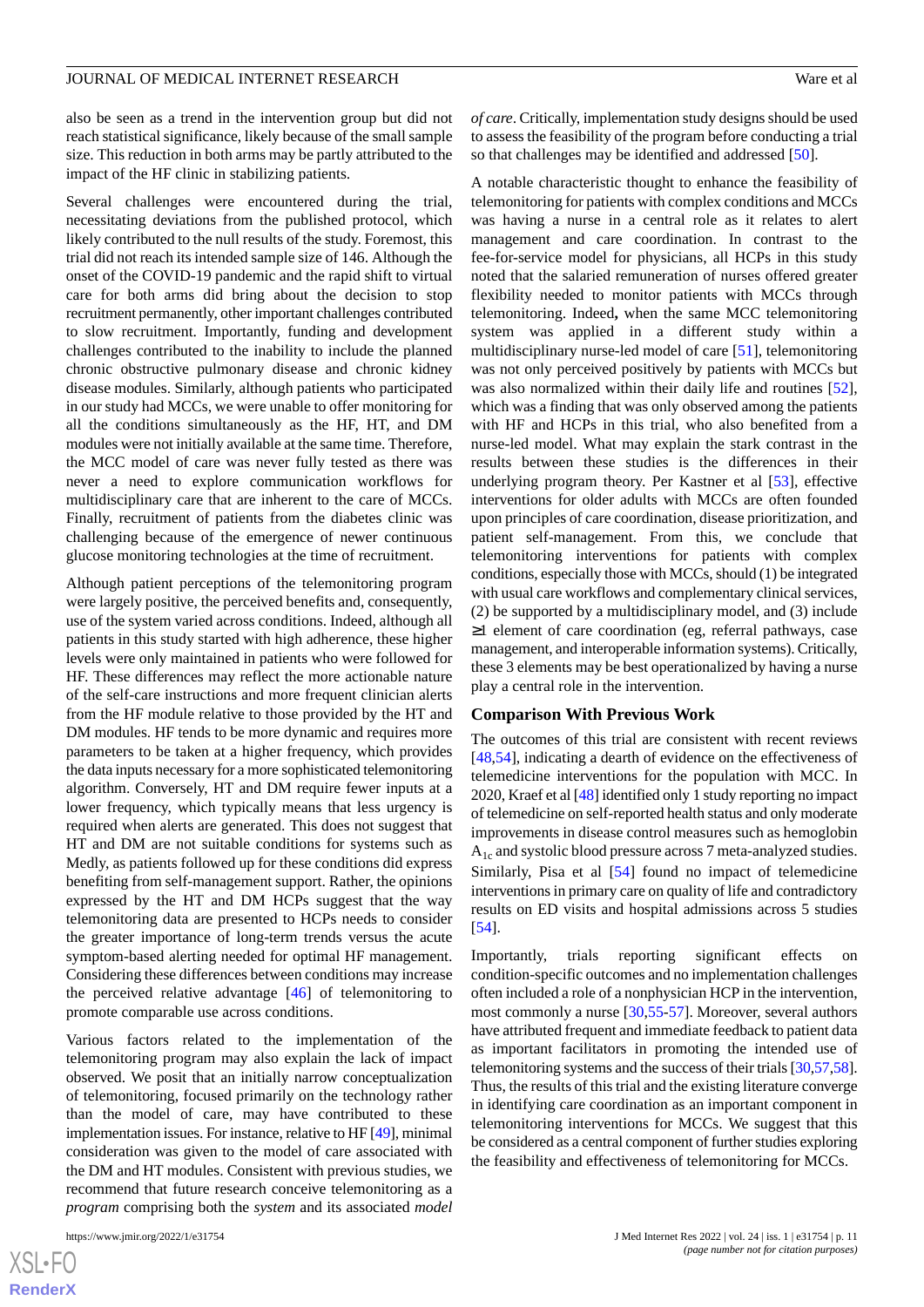also be seen as a trend in the intervention group but did not reach statistical significance, likely because of the small sample size. This reduction in both arms may be partly attributed to the impact of the HF clinic in stabilizing patients.

Several challenges were encountered during the trial, necessitating deviations from the published protocol, which likely contributed to the null results of the study. Foremost, this trial did not reach its intended sample size of 146. Although the onset of the COVID-19 pandemic and the rapid shift to virtual care for both arms did bring about the decision to stop recruitment permanently, other important challenges contributed to slow recruitment. Importantly, funding and development challenges contributed to the inability to include the planned chronic obstructive pulmonary disease and chronic kidney disease modules. Similarly, although patients who participated in our study had MCCs, we were unable to offer monitoring for all the conditions simultaneously as the HF, HT, and DM modules were not initially available at the same time. Therefore, the MCC model of care was never fully tested as there was never a need to explore communication workflows for multidisciplinary care that are inherent to the care of MCCs. Finally, recruitment of patients from the diabetes clinic was challenging because of the emergence of newer continuous glucose monitoring technologies at the time of recruitment.

Although patient perceptions of the telemonitoring program were largely positive, the perceived benefits and, consequently, use of the system varied across conditions. Indeed, although all patients in this study started with high adherence, these higher levels were only maintained in patients who were followed for HF. These differences may reflect the more actionable nature of the self-care instructions and more frequent clinician alerts from the HF module relative to those provided by the HT and DM modules. HF tends to be more dynamic and requires more parameters to be taken at a higher frequency, which provides the data inputs necessary for a more sophisticated telemonitoring algorithm. Conversely, HT and DM require fewer inputs at a lower frequency, which typically means that less urgency is required when alerts are generated. This does not suggest that HT and DM are not suitable conditions for systems such as Medly, as patients followed up for these conditions did express benefiting from self-management support. Rather, the opinions expressed by the HT and DM HCPs suggest that the way telemonitoring data are presented to HCPs needs to consider the greater importance of long-term trends versus the acute symptom-based alerting needed for optimal HF management. Considering these differences between conditions may increase the perceived relative advantage [46] of telemonitoring to promote comparable use across conditions.

Various factors related to the implementation of the telemonitoring program may also explain the lack of impact observed. We posit that an initially narrow conceptualization of telemonitoring, focused primarily on the technology rather than the model of care, may have contributed to these implementation issues. For instance, relative to HF [49], minimal consideration was given to the model of care associated with the DM and HT modules. Consistent with previous studies, we recommend that future research conceive telemonitoring as a *program* comprising both the *system* and its associated *model of care*. Critically, implementation study designs should be used to assess the feasibility of the program before conducting a trial so that challenges may be identified and addressed [50].

A notable characteristic thought to enhance the feasibility of telemonitoring for patients with complex conditions and MCCs was having a nurse in a central role as it relates to alert management and care coordination. In contrast to the fee-for-service model for physicians, all HCPs in this study noted that the salaried remuneration of nurses offered greater flexibility needed to monitor patients with MCCs through telemonitoring. Indeed**,** when the same MCC telemonitoring system was applied in a different study within a multidisciplinary nurse-led model of care [51], telemonitoring was not only perceived positively by patients with MCCs but was also normalized within their daily life and routines [52], which was a finding that was only observed among the patients with HF and HCPs in this trial, who also benefited from a nurse-led model. What may explain the stark contrast in the results between these studies is the differences in their underlying program theory. Per Kastner et al [53], effective interventions for older adults with MCCs are often founded upon principles of care coordination, disease prioritization, and patient self-management. From this, we conclude that telemonitoring interventions for patients with complex conditions, especially those with MCCs, should (1) be integrated with usual care workflows and complementary clinical services, (2) be supported by a multidisciplinary model, and (3) include ≥1 element of care coordination (eg, referral pathways, case management, and interoperable information systems). Critically, these 3 elements may be best operationalized by having a nurse play a central role in the intervention.

### Comparison With Previous Work

The outcomes of this trial are consistent with recent reviews [48,54], indicating a dearth of evidence on the effectiveness of telemedicine interventions for the population with MCC. In 2020, Kraef et al [48] identified only 1 study reporting no impact of telemedicine on self-reported health status and only moderate improvements in disease control measures such as hemoglobin $A_{1c}$ and systolic blood pressure across 7 meta-analyzed studies. Similarly, Pisa et al [54] found no impact of telemedicine interventions in primary care on quality of life and contradictory results on ED visits and hospital admissions across 5 studies [54].

Importantly, trials reporting significant effects on condition-specific outcomes and no implementation challenges often included a role of a nonphysician HCP in the intervention, most commonly a nurse [30,55-57]. Moreover, several authors have attributed frequent and immediate feedback to patient data as important facilitators in promoting the intended use of telemonitoring systems and the success of their trials [30,57,58]. Thus, the results of this trial and the existing literature converge in identifying care coordination as an important component in telemonitoring interventions for MCCs. We suggest that this be considered as a central component of further studies exploring the feasibility and effectiveness of telemonitoring for MCCs.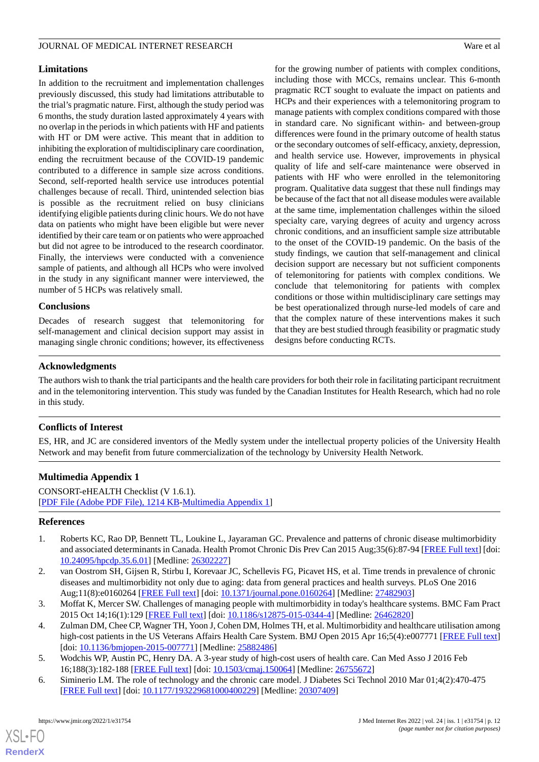## Limitations

In addition to the recruitment and implementation challenges previously discussed, this study had limitations attributable to the trial's pragmatic nature. First, although the study period was 6 months, the study duration lasted approximately 4 years with no overlap in the periods in which patients with HF and patients with HT or DM were active. This meant that in addition to inhibiting the exploration of multidisciplinary care coordination, ending the recruitment because of the COVID-19 pandemic contributed to a difference in sample size across conditions. Second, self-reported health service use introduces potential challenges because of recall. Third, unintended selection bias is possible as the recruitment relied on busy clinicians identifying eligible patients during clinic hours. We do not have data on patients who might have been eligible but were never identified by their care team or on patients who were approached but did not agree to be introduced to the research coordinator. Finally, the interviews were conducted with a convenience sample of patients, and although all HCPs who were involved in the study in any significant manner were interviewed, the number of 5 HCPs was relatively small.

## Conclusions

Decades of research suggest that telemonitoring for self-management and clinical decision support may assist in managing single chronic conditions; however, its effectiveness for the growing number of patients with complex conditions, including those with MCCs, remains unclear. This 6-month pragmatic RCT sought to evaluate the impact on patients and HCPs and their experiences with a telemonitoring program to manage patients with complex conditions compared with those in standard care. No significant within- and between-group differences were found in the primary outcome of health status or the secondary outcomes of self-efficacy, anxiety, depression, and health service use. However, improvements in physical quality of life and self-care maintenance were observed in patients with HF who were enrolled in the telemonitoring program. Qualitative data suggest that these null findings may be because of the fact that not all disease modules were available at the same time, implementation challenges within the siloed specialty care, varying degrees of acuity and urgency across chronic conditions, and an insufficient sample size attributable to the onset of the COVID-19 pandemic. On the basis of the study findings, we caution that self-management and clinical decision support are necessary but not sufficient components of telemonitoring for patients with complex conditions. We conclude that telemonitoring for patients with complex conditions or those within multidisciplinary care settings may be best operationalized through nurse-led models of care and that the complex nature of these interventions makes it such that they are best studied through feasibility or pragmatic study designs before conducting RCTs.

## Acknowledgments

The authors wish to thank the trial participants and the health care providers for both their role in facilitating participant recruitment and in the telemonitoring intervention. This study was funded by the Canadian Institutes for Health Research, which had no role in this study.

## Conflicts of Interest

ES, HR, and JC are considered inventors of the Medly system under the intellectual property policies of the University Health Network and may benefit from future commercialization of the technology by University Health Network.

## Multimedia Appendix 1

CONSORT-eHEALTH Checklist (V 1.6.1).
[PDF File (Adobe PDF File), 1214 KB-Multimedia Appendix 1]

## References

1. Roberts KC, Rao DP, Bennett TL, Loukine L, Jayaraman GC. Prevalence and patterns of chronic disease multimorbidity and associated determinants in Canada. Health Promot Chronic Dis Prev Can 2015 Aug;35(6):87-94 [FREE Full text] [doi: 10.24095/hpcdp.35.6.01] [Medline: 26302227]
2. van Oostrom SH, Gijsen R, Stirbu I, Korevaar JC, Schellevis FG, Picavet HS, et al. Time trends in prevalence of chronic diseases and multimorbidity not only due to aging: data from general practices and health surveys. PLoS One 2016 Aug;11(8):e0160264 [FREE Full text] [doi: 10.1371/journal.pone.0160264] [Medline: 27482903]
3. Moffat K, Mercer SW. Challenges of managing people with multimorbidity in today's healthcare systems. BMC Fam Pract 2015 Oct 14;16(1):129 [FREE Full text] [doi: 10.1186/s12875-015-0344-4] [Medline: 26462820]
4. Zulman DM, Chee CP, Wagner TH, Yoon J, Cohen DM, Holmes TH, et al. Multimorbidity and healthcare utilisation among high-cost patients in the US Veterans Affairs Health Care System. BMJ Open 2015 Apr 16;5(4):e007771 [FREE Full text] [doi: 10.1136/bmjopen-2015-007771] [Medline: 25882486]
5. Wodchis WP, Austin PC, Henry DA. A 3-year study of high-cost users of health care. Can Med Asso J 2016 Feb 16;188(3):182-188 [FREE Full text] [doi: 10.1503/cmaj.150064] [Medline: 26755672]
6. Siminerio LM. The role of technology and the chronic care model. J Diabetes Sci Technol 2010 Mar 01;4(2):470-475 [FREE Full text] [doi: 10.1177/193229681000400229] [Medline: 20307409]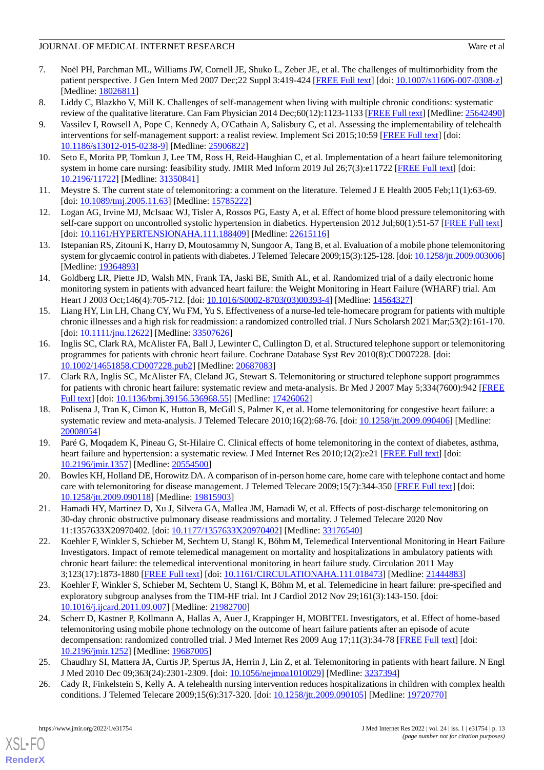7. Noël PH, Parchman ML, Williams JW, Cornell JE, Shuko L, Zeber JE, et al. The challenges of multimorbidity from the patient perspective. J Gen Intern Med 2007 Dec;22 Suppl 3:419-424 [FREE Full text] [doi: 10.1007/s11606-007-0308-z] [Medline: 18026811]
8. Liddy C, Blazkho V, Mill K. Challenges of self-management when living with multiple chronic conditions: systematic review of the qualitative literature. Can Fam Physician 2014 Dec;60(12):1123-1133 [FREE Full text] [Medline: 25642490]
9. Vassilev I, Rowsell A, Pope C, Kennedy A, O'Cathain A, Salisbury C, et al. Assessing the implementability of telehealth interventions for self-management support: a realist review. Implement Sci 2015;10:59 [FREE Full text] [doi: 10.1186/s13012-015-0238-9] [Medline: 25906822]
10. Seto E, Morita PP, Tomkun J, Lee TM, Ross H, Reid-Haughian C, et al. Implementation of a heart failure telemonitoring system in home care nursing: feasibility study. JMIR Med Inform 2019 Jul 26;7(3):e11722 [FREE Full text] [doi: 10.2196/11722] [Medline: 31350841]
11. Meystre S. The current state of telemonitoring: a comment on the literature. Telemed J E Health 2005 Feb;11(1):63-69. [doi: 10.1089/tmj.2005.11.63] [Medline: 15785222]
12. Logan AG, Irvine MJ, McIsaac WJ, Tisler A, Rossos PG, Easty A, et al. Effect of home blood pressure telemonitoring with self-care support on uncontrolled systolic hypertension in diabetics. Hypertension 2012 Jul;60(1):51-57 [FREE Full text] [doi: 10.1161/HYPERTENSIONAHA.111.188409] [Medline: 22615116]
13. Istepanian RS, Zitouni K, Harry D, Moutosammy N, Sungoor A, Tang B, et al. Evaluation of a mobile phone telemonitoring system for glycaemic control in patients with diabetes. J Telemed Telecare 2009;15(3):125-128. [doi: 10.1258/jtt.2009.003006] [Medline: 19364893]
14. Goldberg LR, Piette JD, Walsh MN, Frank TA, Jaski BE, Smith AL, et al. Randomized trial of a daily electronic home monitoring system in patients with advanced heart failure: the Weight Monitoring in Heart Failure (WHARF) trial. Am Heart J 2003 Oct;146(4):705-712. [doi: 10.1016/S0002-8703(03)00393-4] [Medline: 14564327]
15. Liang HY, Lin LH, Chang CY, Wu FM, Yu S. Effectiveness of a nurse-led tele-homecare program for patients with multiple chronic illnesses and a high risk for readmission: a randomized controlled trial. J Nurs Scholarsh 2021 Mar;53(2):161-170. [doi: 10.1111/jnu.12622] [Medline: 33507626]
16. Inglis SC, Clark RA, McAlister FA, Ball J, Lewinter C, Cullington D, et al. Structured telephone support or telemonitoring programmes for patients with chronic heart failure. Cochrane Database Syst Rev 2010(8):CD007228. [doi: 10.1002/14651858.CD007228.pub2] [Medline: 20687083]
17. Clark RA, Inglis SC, McAlister FA, Cleland JG, Stewart S. Telemonitoring or structured telephone support programmes for patients with chronic heart failure: systematic review and meta-analysis. Br Med J 2007 May 5;334(7600):942 [FREE Full text] [doi: 10.1136/bmj.39156.536968.55] [Medline: 17426062]
18. Polisena J, Tran K, Cimon K, Hutton B, McGill S, Palmer K, et al. Home telemonitoring for congestive heart failure: a systematic review and meta-analysis. J Telemed Telecare 2010;16(2):68-76. [doi: 10.1258/jtt.2009.090406] [Medline: 20008054]
19. Paré G, Moqadem K, Pineau G, St-Hilaire C. Clinical effects of home telemonitoring in the context of diabetes, asthma, heart failure and hypertension: a systematic review. J Med Internet Res 2010;12(2):e21 [FREE Full text] [doi: 10.2196/jmir.1357] [Medline: 20554500]
20. Bowles KH, Holland DE, Horowitz DA. A comparison of in-person home care, home care with telephone contact and home care with telemonitoring for disease management. J Telemed Telecare 2009;15(7):344-350 [FREE Full text] [doi: 10.1258/jtt.2009.090118] [Medline: 19815903]
21. Hamadi HY, Martinez D, Xu J, Silvera GA, Mallea JM, Hamadi W, et al. Effects of post-discharge telemonitoring on 30-day chronic obstructive pulmonary disease readmissions and mortality. J Telemed Telecare 2020 Nov 11:1357633X20970402. [doi: 10.1177/1357633X20970402] [Medline: 33176540]
22. Koehler F, Winkler S, Schieber M, Sechtem U, Stangl K, Böhm M, Telemedical Interventional Monitoring in Heart Failure Investigators. Impact of remote telemedical management on mortality and hospitalizations in ambulatory patients with chronic heart failure: the telemedical interventional monitoring in heart failure study. Circulation 2011 May 3;123(17):1873-1880 [FREE Full text] [doi: 10.1161/CIRCULATIONAHA.111.018473] [Medline: 21444883]
23. Koehler F, Winkler S, Schieber M, Sechtem U, Stangl K, Böhm M, et al. Telemedicine in heart failure: pre-specified and exploratory subgroup analyses from the TIM-HF trial. Int J Cardiol 2012 Nov 29;161(3):143-150. [doi: 10.1016/j.ijcard.2011.09.007] [Medline: 21982700]
24. Scherr D, Kastner P, Kollmann A, Hallas A, Auer J, Krappinger H, MOBITEL Investigators, et al. Effect of home-based telemonitoring using mobile phone technology on the outcome of heart failure patients after an episode of acute decompensation: randomized controlled trial. J Med Internet Res 2009 Aug 17;11(3):34-78 [FREE Full text] [doi: 10.2196/jmir.1252] [Medline: 19687005]
25. Chaudhry SI, Mattera JA, Curtis JP, Spertus JA, Herrin J, Lin Z, et al. Telemonitoring in patients with heart failure. N Engl J Med 2010 Dec 09;363(24):2301-2309. [doi: 10.1056/nejmoa1010029] [Medline: 3237394]
26. Cady R, Finkelstein S, Kelly A. A telehealth nursing intervention reduces hospitalizations in children with complex health conditions. J Telemed Telecare 2009;15(6):317-320. [doi: 10.1258/jtt.2009.090105] [Medline: 19720770]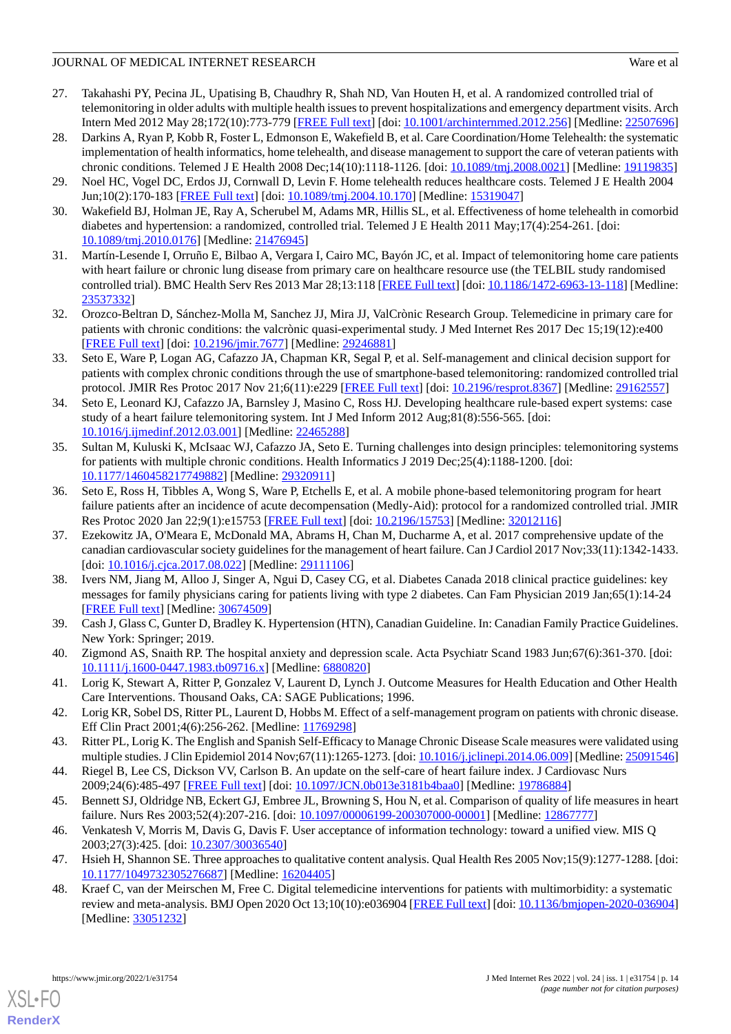27. Takahashi PY, Pecina JL, Upatising B, Chaudhry R, Shah ND, Van Houten H, et al. A randomized controlled trial of telemonitoring in older adults with multiple health issues to prevent hospitalizations and emergency department visits. Arch Intern Med 2012 May 28;172(10):773-779 [FREE Full text] [doi: 10.1001/archinternmed.2012.256] [Medline: 22507696]
28. Darkins A, Ryan P, Kobb R, Foster L, Edmonson E, Wakefield B, et al. Care Coordination/Home Telehealth: the systematic implementation of health informatics, home telehealth, and disease management to support the care of veteran patients with chronic conditions. Telemed J E Health 2008 Dec;14(10):1118-1126. [doi: 10.1089/tmj.2008.0021] [Medline: 19119835]
29. Noel HC, Vogel DC, Erdos JJ, Cornwall D, Levin F. Home telehealth reduces healthcare costs. Telemed J E Health 2004 Jun;10(2):170-183 [FREE Full text] [doi: 10.1089/tmj.2004.10.170] [Medline: 15319047]
30. Wakefield BJ, Holman JE, Ray A, Scherubel M, Adams MR, Hillis SL, et al. Effectiveness of home telehealth in comorbid diabetes and hypertension: a randomized, controlled trial. Telemed J E Health 2011 May;17(4):254-261. [doi: 10.1089/tmj.2010.0176] [Medline: 21476945]
31. Martín-Lesende I, Orruño E, Bilbao A, Vergara I, Cairo MC, Bayón JC, et al. Impact of telemonitoring home care patients with heart failure or chronic lung disease from primary care on healthcare resource use (the TELBIL study randomised controlled trial). BMC Health Serv Res 2013 Mar 28;13:118 [FREE Full text] [doi: 10.1186/1472-6963-13-118] [Medline: 23537332]
32. Orozco-Beltran D, Sánchez-Molla M, Sanchez JJ, Mira JJ, ValCrònic Research Group. Telemedicine in primary care for patients with chronic conditions: the valcrònic quasi-experimental study. J Med Internet Res 2017 Dec 15;19(12):e400 [FREE Full text] [doi: 10.2196/jmir.7677] [Medline: 29246881]
33. Seto E, Ware P, Logan AG, Cafazzo JA, Chapman KR, Segal P, et al. Self-management and clinical decision support for patients with complex chronic conditions through the use of smartphone-based telemonitoring: randomized controlled trial protocol. JMIR Res Protoc 2017 Nov 21;6(11):e229 [FREE Full text] [doi: 10.2196/resprot.8367] [Medline: 29162557]
34. Seto E, Leonard KJ, Cafazzo JA, Barnsley J, Masino C, Ross HJ. Developing healthcare rule-based expert systems: case study of a heart failure telemonitoring system. Int J Med Inform 2012 Aug;81(8):556-565. [doi: 10.1016/j.ijmedinf.2012.03.001] [Medline: 22465288]
35. Sultan M, Kuluski K, McIsaac WJ, Cafazzo JA, Seto E. Turning challenges into design principles: telemonitoring systems for patients with multiple chronic conditions. Health Informatics J 2019 Dec;25(4):1188-1200. [doi: 10.1177/1460458217749882] [Medline: 29320911]
36. Seto E, Ross H, Tibbles A, Wong S, Ware P, Etchells E, et al. A mobile phone-based telemonitoring program for heart failure patients after an incidence of acute decompensation (Medly-Aid): protocol for a randomized controlled trial. JMIR Res Protoc 2020 Jan 22;9(1):e15753 [FREE Full text] [doi: 10.2196/15753] [Medline: 32012116]
37. Ezekowitz JA, O'Meara E, McDonald MA, Abrams H, Chan M, Ducharme A, et al. 2017 comprehensive update of the canadian cardiovascular society guidelines for the management of heart failure. Can J Cardiol 2017 Nov;33(11):1342-1433. [doi: 10.1016/j.cjca.2017.08.022] [Medline: 29111106]
38. Ivers NM, Jiang M, Alloo J, Singer A, Ngui D, Casey CG, et al. Diabetes Canada 2018 clinical practice guidelines: key messages for family physicians caring for patients living with type 2 diabetes. Can Fam Physician 2019 Jan;65(1):14-24 [FREE Full text] [Medline: 30674509]
39. Cash J, Glass C, Gunter D, Bradley K. Hypertension (HTN), Canadian Guideline. In: Canadian Family Practice Guidelines. New York: Springer; 2019.
40. Zigmond AS, Snaith RP. The hospital anxiety and depression scale. Acta Psychiatr Scand 1983 Jun;67(6):361-370. [doi: 10.1111/j.1600-0447.1983.tb09716.x] [Medline: 6880820]
41. Lorig K, Stewart A, Ritter P, Gonzalez V, Laurent D, Lynch J. Outcome Measures for Health Education and Other Health Care Interventions. Thousand Oaks, CA: SAGE Publications; 1996.
42. Lorig KR, Sobel DS, Ritter PL, Laurent D, Hobbs M. Effect of a self-management program on patients with chronic disease. Eff Clin Pract 2001;4(6):256-262. [Medline: 11769298]
43. Ritter PL, Lorig K. The English and Spanish Self-Efficacy to Manage Chronic Disease Scale measures were validated using multiple studies. J Clin Epidemiol 2014 Nov;67(11):1265-1273. [doi: 10.1016/j.jclinepi.2014.06.009] [Medline: 25091546]
44. Riegel B, Lee CS, Dickson VV, Carlson B. An update on the self-care of heart failure index. J Cardiovasc Nurs 2009;24(6):485-497 [FREE Full text] [doi: 10.1097/JCN.0b013e3181b4baa0] [Medline: 19786884]
45. Bennett SJ, Oldridge NB, Eckert GJ, Embree JL, Browning S, Hou N, et al. Comparison of quality of life measures in heart failure. Nurs Res 2003;52(4):207-216. [doi: 10.1097/00006199-200307000-00001] [Medline: 12867777]
46. Venkatesh V, Morris M, Davis G, Davis F. User acceptance of information technology: toward a unified view. MIS Q 2003;27(3):425. [doi: 10.2307/30036540]
47. Hsieh H, Shannon SE. Three approaches to qualitative content analysis. Qual Health Res 2005 Nov;15(9):1277-1288. [doi: 10.1177/1049732305276687] [Medline: 16204405]
48. Kraef C, van der Meirschen M, Free C. Digital telemedicine interventions for patients with multimorbidity: a systematic review and meta-analysis. BMJ Open 2020 Oct 13;10(10):e036904 [FREE Full text] [doi: 10.1136/bmjopen-2020-036904] [Medline: 33051232]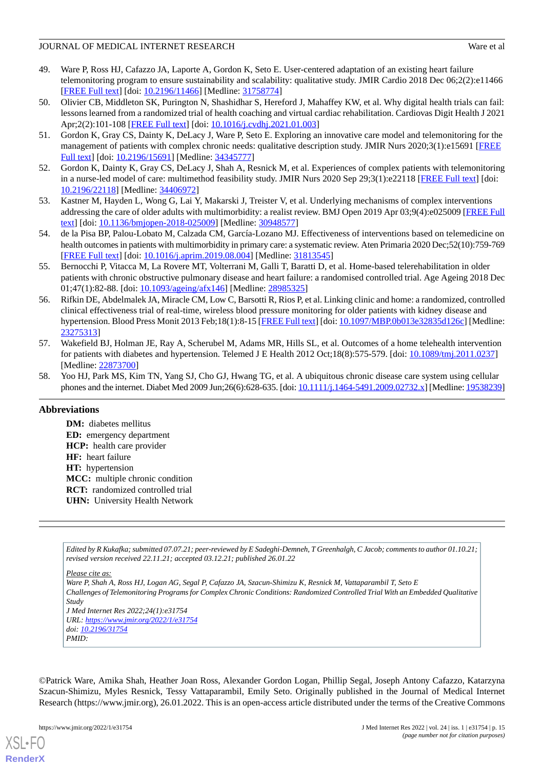49. Ware P, Ross HJ, Cafazzo JA, Laporte A, Gordon K, Seto E. User-centered adaptation of an existing heart failure telemonitoring program to ensure sustainability and scalability: qualitative study. JMIR Cardio 2018 Dec 06;2(2):e11466 [FREE Full text] [doi: 10.2196/11466] [Medline: 31758774]
50. Olivier CB, Middleton SK, Purington N, Shashidhar S, Hereford J, Mahaffey KW, et al. Why digital health trials can fail: lessons learned from a randomized trial of health coaching and virtual cardiac rehabilitation. Cardiovas Digit Health J 2021 Apr;2(2):101-108 [FREE Full text] [doi: 10.1016/j.cvdhj.2021.01.003]
51. Gordon K, Gray CS, Dainty K, DeLacy J, Ware P, Seto E. Exploring an innovative care model and telemonitoring for the management of patients with complex chronic needs: qualitative description study. JMIR Nurs 2020;3(1):e15691 [FREE Full text] [doi: 10.2196/15691] [Medline: 34345777]
52. Gordon K, Dainty K, Gray CS, DeLacy J, Shah A, Resnick M, et al. Experiences of complex patients with telemonitoring in a nurse-led model of care: multimethod feasibility study. JMIR Nurs 2020 Sep 29;3(1):e22118 [FREE Full text] [doi: 10.2196/22118] [Medline: 34406972]
53. Kastner M, Hayden L, Wong G, Lai Y, Makarski J, Treister V, et al. Underlying mechanisms of complex interventions addressing the care of older adults with multimorbidity: a realist review. BMJ Open 2019 Apr 03;9(4):e025009 [FREE Full text] [doi: 10.1136/bmjopen-2018-025009] [Medline: 30948577]
54. de la Pisa BP, Palou-Lobato M, Calzada CM, García-Lozano MJ. Effectiveness of interventions based on telemedicine on health outcomes in patients with multimorbidity in primary care: a systematic review. Aten Primaria 2020 Dec;52(10):759-769 [FREE Full text] [doi: 10.1016/j.aprim.2019.08.004] [Medline: 31813545]
55. Bernocchi P, Vitacca M, La Rovere MT, Volterrani M, Galli T, Baratti D, et al. Home-based telerehabilitation in older patients with chronic obstructive pulmonary disease and heart failure: a randomised controlled trial. Age Ageing 2018 Dec 01;47(1):82-88. [doi: 10.1093/ageing/afx146] [Medline: 28985325]
56. Rifkin DE, Abdelmalek JA, Miracle CM, Low C, Barsotti R, Rios P, et al. Linking clinic and home: a randomized, controlled clinical effectiveness trial of real-time, wireless blood pressure monitoring for older patients with kidney disease and hypertension. Blood Press Monit 2013 Feb;18(1):8-15 [FREE Full text] [doi: 10.1097/MBP.0b013e32835d126c] [Medline: 23275313]
57. Wakefield BJ, Holman JE, Ray A, Scherubel M, Adams MR, Hills SL, et al. Outcomes of a home telehealth intervention for patients with diabetes and hypertension. Telemed J E Health 2012 Oct;18(8):575-579. [doi: 10.1089/tmj.2011.0237] [Medline: 22873700]
58. Yoo HJ, Park MS, Kim TN, Yang SJ, Cho GJ, Hwang TG, et al. A ubiquitous chronic disease care system using cellular phones and the internet. Diabet Med 2009 Jun;26(6):628-635. [doi: 10.1111/j.1464-5491.2009.02732.x] [Medline: 19538239]

## Abbreviations

**DM:** diabetes mellitus
**ED:** emergency department
**HCP:** health care provider
**HF:** heart failure
**HT:** hypertension
**MCC:** multiple chronic condition
**RCT:** randomized controlled trial
**UHN:** University Health Network

*Edited by R Kukafka; submitted 07.07.21; peer-reviewed by E Sadeghi-Demneh, T Greenhalgh, C Jacob; comments to author 01.10.21; revised version received 22.11.21; accepted 03.12.21; published 26.01.22*

*Please cite as:*
*Ware P, Shah A, Ross HJ, Logan AG, Segal P, Cafazzo JA, Szacun-Shimizu K, Resnick M, Vattaparambil T, Seto E*
*Challenges of Telemonitoring Programs for Complex Chronic Conditions: Randomized Controlled Trial With an Embedded Qualitative Study*
*J Med Internet Res 2022;24(1):e31754*
*URL: https://www.jmir.org/2022/1/e31754*
*doi: 10.2196/31754*
*PMID:*

©Patrick Ware, Amika Shah, Heather Joan Ross, Alexander Gordon Logan, Phillip Segal, Joseph Antony Cafazzo, Katarzyna Szacun-Shimizu, Myles Resnick, Tessy Vattaparambil, Emily Seto. Originally published in the Journal of Medical Internet Research (https://www.jmir.org), 26.01.2022. This is an open-access article distributed under the terms of the Creative Commons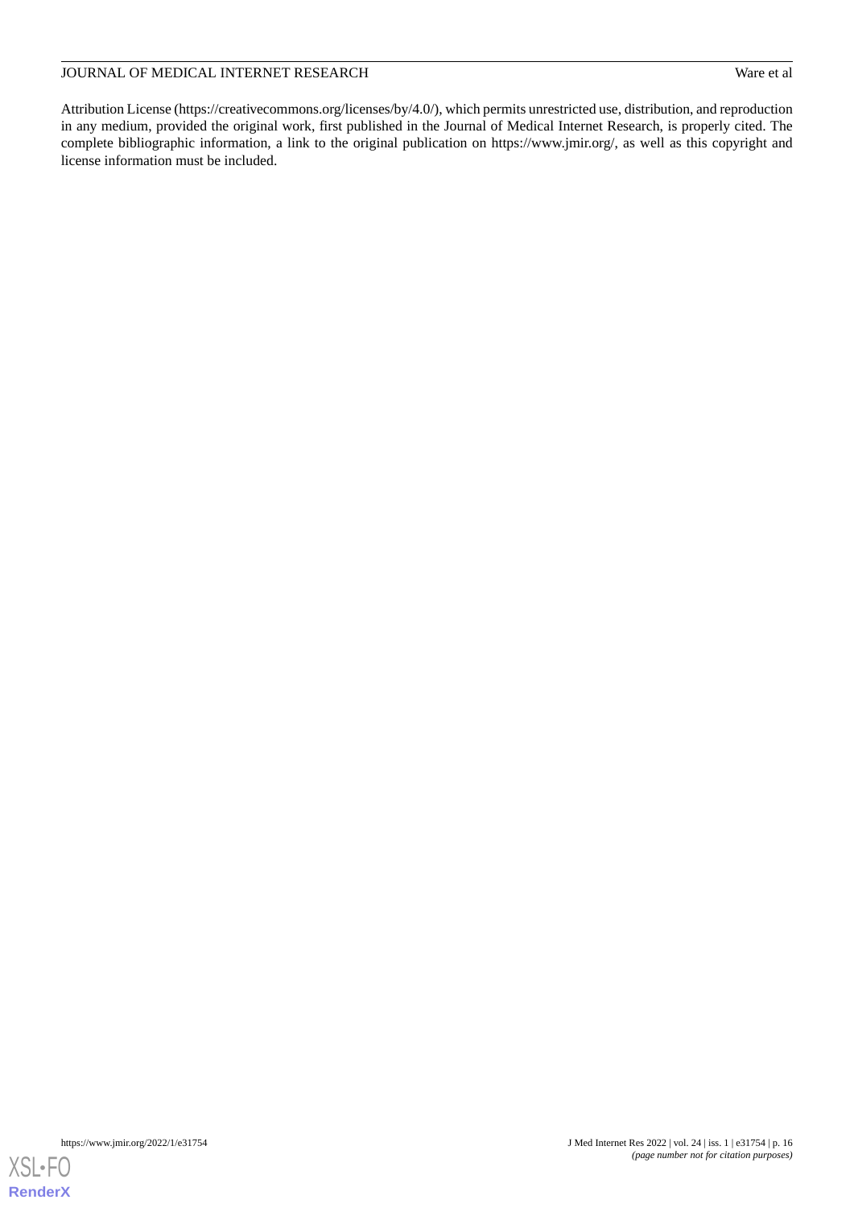Attribution License (https://creativecommons.org/licenses/by/4.0/), which permits unrestricted use, distribution, and reproduction in any medium, provided the original work, first published in the Journal of Medical Internet Research, is properly cited. The complete bibliographic information, a link to the original publication on https://www.jmir.org/, as well as this copyright and license information must be included.